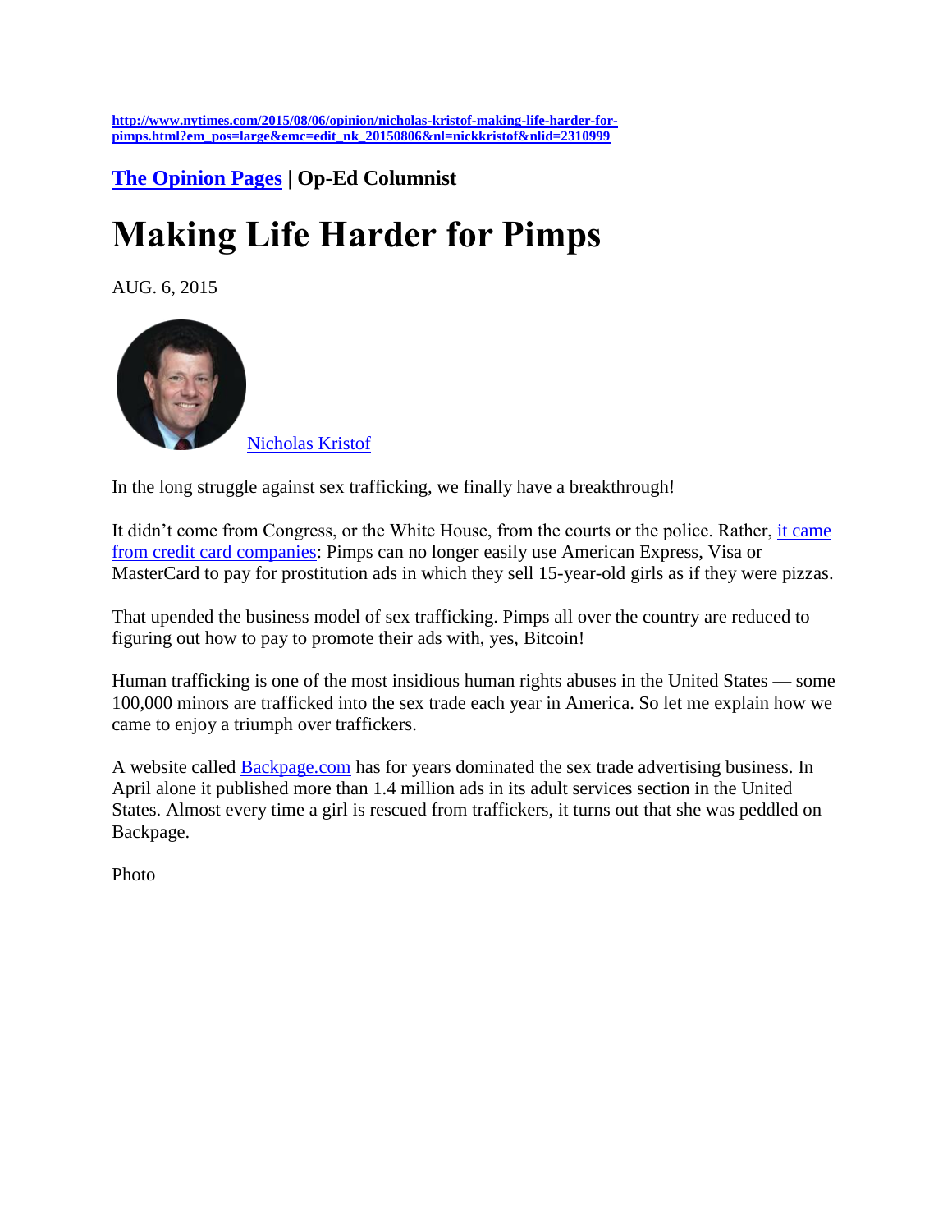http://www.nytimes.com/2015/08/06/opinion/nicholas-kristof-making-life-harder-for-pimps.html?em_pos=large&emc=edit_nk_20150806&nl=nickkristof&nlid=2310999

**The Opinion Pages | Op-Ed Columnist**

# Making Life Harder for Pimps

AUG. 6, 2015

Nicholas Kristof

In the long struggle against sex trafficking, we finally have a breakthrough!

It didn't come from Congress, or the White House, from the courts or the police. Rather, it came from credit card companies: Pimps can no longer easily use American Express, Visa or MasterCard to pay for prostitution ads in which they sell 15-year-old girls as if they were pizzas.

That upended the business model of sex trafficking. Pimps all over the country are reduced to figuring out how to pay to promote their ads with, yes, Bitcoin!

Human trafficking is one of the most insidious human rights abuses in the United States — some 100,000 minors are trafficked into the sex trade each year in America. So let me explain how we came to enjoy a triumph over traffickers.

A website called Backpage.com has for years dominated the sex trade advertising business. In April alone it published more than 1.4 million ads in its adult services section in the United States. Almost every time a girl is rescued from traffickers, it turns out that she was peddled on Backpage.

Photo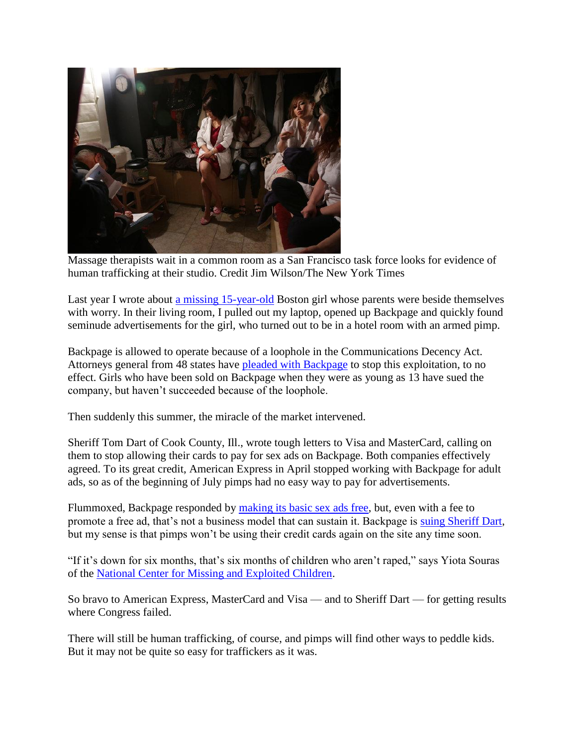Massage therapists wait in a common room as a San Francisco task force looks for evidence of human trafficking at their studio. Credit Jim Wilson/The New York Times

Last year I wrote about [a missing 15-year-old] Boston girl whose parents were beside themselves with worry. In their living room, I pulled out my laptop, opened up Backpage and quickly found seminude advertisements for the girl, who turned out to be in a hotel room with an armed pimp.

Backpage is allowed to operate because of a loophole in the Communications Decency Act. Attorneys general from 48 states have [pleaded with Backpage] to stop this exploitation, to no effect. Girls who have been sold on Backpage when they were as young as 13 have sued the company, but haven't succeeded because of the loophole.

Then suddenly this summer, the miracle of the market intervened.

Sheriff Tom Dart of Cook County, Ill., wrote tough letters to Visa and MasterCard, calling on them to stop allowing their cards to pay for sex ads on Backpage. Both companies effectively agreed. To its great credit, American Express in April stopped working with Backpage for adult ads, so as of the beginning of July pimps had no easy way to pay for advertisements.

Flummoxed, Backpage responded by [making its basic sex ads free], but, even with a fee to promote a free ad, that's not a business model that can sustain it. Backpage is [suing Sheriff Dart], but my sense is that pimps won't be using their credit cards again on the site any time soon.

"If it's down for six months, that's six months of children who aren't raped," says Yiota Souras of the [National Center for Missing and Exploited Children].

So bravo to American Express, MasterCard and Visa — and to Sheriff Dart — for getting results where Congress failed.

There will still be human trafficking, of course, and pimps will find other ways to peddle kids. But it may not be quite so easy for traffickers as it was.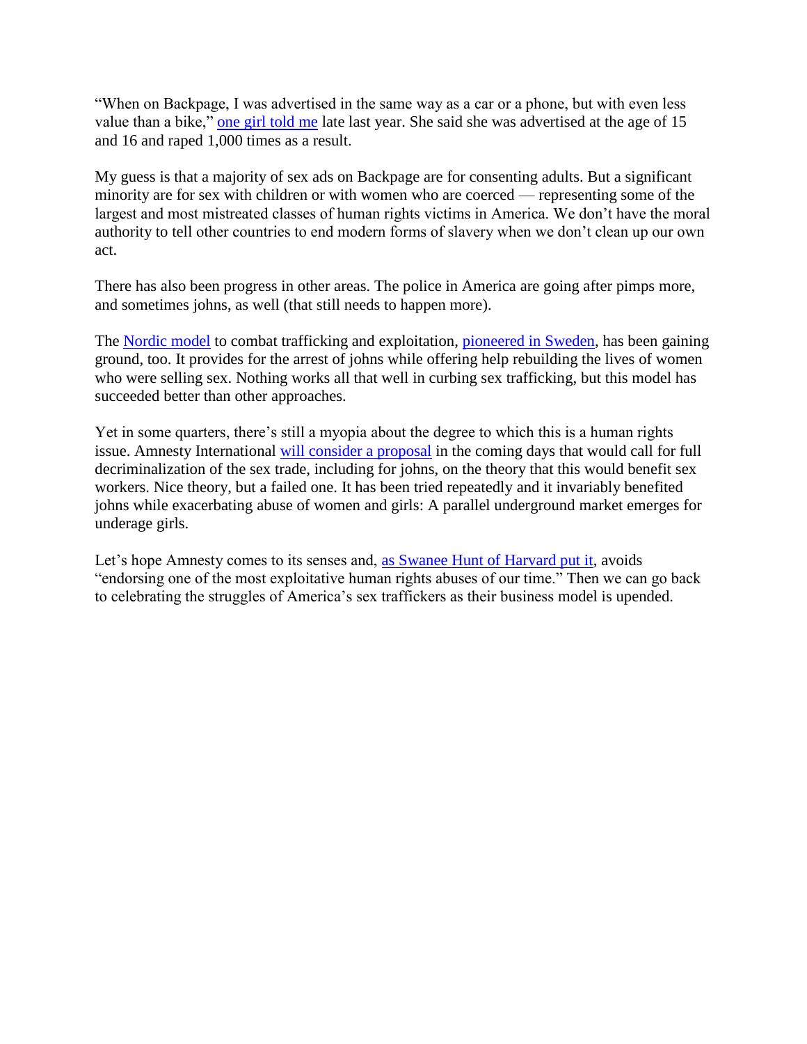"When on Backpage, I was advertised in the same way as a car or a phone, but with even less value than a bike," one girl told me late last year. She said she was advertised at the age of 15 and 16 and raped 1,000 times as a result.

My guess is that a majority of sex ads on Backpage are for consenting adults. But a significant minority are for sex with children or with women who are coerced — representing some of the largest and most mistreated classes of human rights victims in America. We don't have the moral authority to tell other countries to end modern forms of slavery when we don't clean up our own act.

There has also been progress in other areas. The police in America are going after pimps more, and sometimes johns, as well (that still needs to happen more).

The Nordic model to combat trafficking and exploitation, pioneered in Sweden, has been gaining ground, too. It provides for the arrest of johns while offering help rebuilding the lives of women who were selling sex. Nothing works all that well in curbing sex trafficking, but this model has succeeded better than other approaches.

Yet in some quarters, there's still a myopia about the degree to which this is a human rights issue. Amnesty International will consider a proposal in the coming days that would call for full decriminalization of the sex trade, including for johns, on the theory that this would benefit sex workers. Nice theory, but a failed one. It has been tried repeatedly and it invariably benefited johns while exacerbating abuse of women and girls: A parallel underground market emerges for underage girls.

Let's hope Amnesty comes to its senses and, as Swanee Hunt of Harvard put it, avoids "endorsing one of the most exploitative human rights abuses of our time." Then we can go back to celebrating the struggles of America's sex traffickers as their business model is upended.